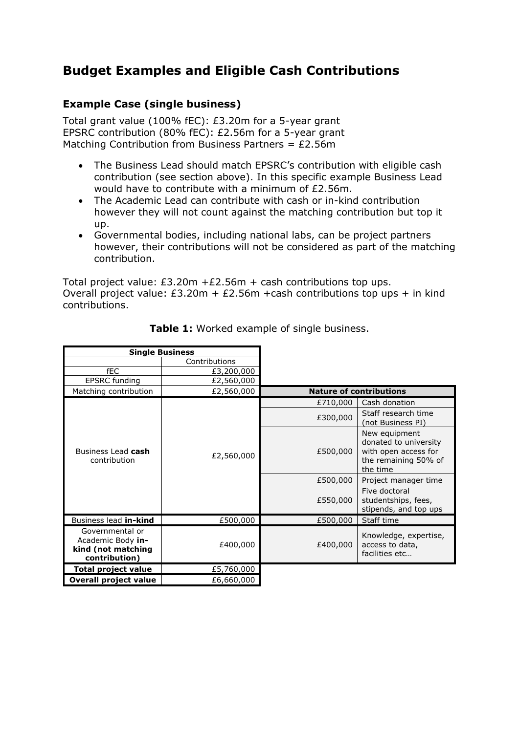# Budget Examples and Eligible Cash Contributions

## Example Case (single business)

Total grant value (100% fEC): £3.20m for a 5-year grant
EPSRC contribution (80% fEC): £2.56m for a 5-year grant
Matching Contribution from Business Partners = £2.56m

- The Business Lead should match EPSRC's contribution with eligible cash contribution (see section above). In this specific example Business Lead would have to contribute with a minimum of £2.56m.
- The Academic Lead can contribute with cash or in-kind contribution however they will not count against the matching contribution but top it up.
- Governmental bodies, including national labs, can be project partners however, their contributions will not be considered as part of the matching contribution.

Total project value: £3.20m +£2.56m + cash contributions top ups.
Overall project value: £3.20m + £2.56m +cash contributions top ups + in kind contributions.

**Table 1:** Worked example of single business.

| Single Business | | | |
|---|---|---|---|
| | Contributions | | |
| fEC | £3,200,000 | | |
| EPSRC funding | £2,560,000 | | |
| Matching contribution | £2,560,000 | **Nature of contributions** | |
| Business Lead **cash** contribution | £2,560,000 | £710,000 | Cash donation |
| | | £300,000 | Staff research time (not Business PI) |
| | | £500,000 | New equipment donated to university with open access for the remaining 50% of the time |
| | | £500,000 | Project manager time |
| | | £550,000 | Five doctoral studentships, fees, stipends, and top ups |
| Business lead **in-kind** | £500,000 | £500,000 | Staff time |
| Governmental or Academic Body **in-kind (not matching contribution)** | £400,000 | £400,000 | Knowledge, expertise, access to data, facilities etc… |
| **Total project value** | £5,760,000 | | |
| **Overall project value** | £6,660,000 | | |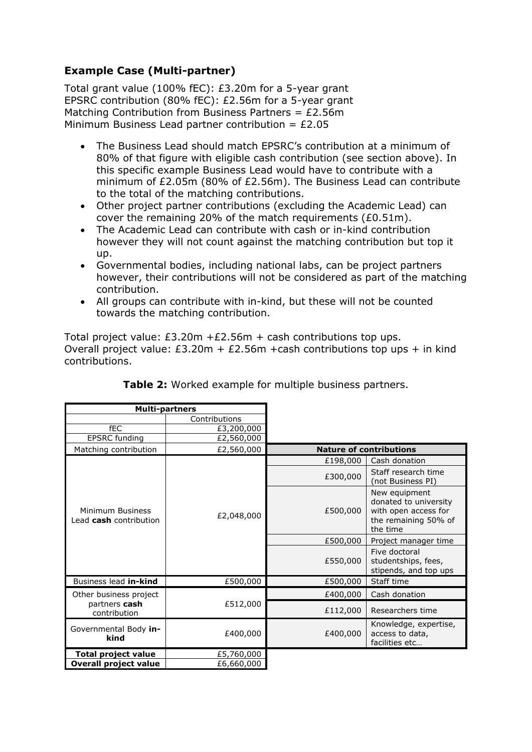### Example Case (Multi-partner)

Total grant value (100% fEC): £3.20m for a 5-year grant
EPSRC contribution (80% fEC): £2.56m for a 5-year grant
Matching Contribution from Business Partners = £2.56m
Minimum Business Lead partner contribution = £2.05

- The Business Lead should match EPSRC's contribution at a minimum of 80% of that figure with eligible cash contribution (see section above). In this specific example Business Lead would have to contribute with a minimum of £2.05m (80% of £2.56m). The Business Lead can contribute to the total of the matching contributions.
- Other project partner contributions (excluding the Academic Lead) can cover the remaining 20% of the match requirements (£0.51m).
- The Academic Lead can contribute with cash or in-kind contribution however they will not count against the matching contribution but top it up.
- Governmental bodies, including national labs, can be project partners however, their contributions will not be considered as part of the matching contribution.
- All groups can contribute with in-kind, but these will not be counted towards the matching contribution.

Total project value: £3.20m +£2.56m + cash contributions top ups.
Overall project value: £3.20m + £2.56m +cash contributions top ups + in kind contributions.

**Table 2:** Worked example for multiple business partners.

| **Multi-partners** | | | |
|---|---|---|---|
| | Contributions | | |
| fEC | £3,200,000 | | |
| EPSRC funding | £2,560,000 | | |
| Matching contribution | £2,560,000 | **Nature of contributions** | |
| Minimum Business Lead **cash** contribution | £2,048,000 | £198,000 | Cash donation |
| | | £300,000 | Staff research time (not Business PI) |
| | | £500,000 | New equipment donated to university with open access for the remaining 50% of the time |
| | | £500,000 | Project manager time |
| | | £550,000 | Five doctoral studentships, fees, stipends, and top ups |
| Business lead **in-kind** | £500,000 | £500,000 | Staff time |
| Other business project partners **cash** contribution | £512,000 | £400,000 | Cash donation |
| | | £112,000 | Researchers time |
| Governmental Body **in-kind** | £400,000 | £400,000 | Knowledge, expertise, access to data, facilities etc… |
| **Total project value** | £5,760,000 | | |
| **Overall project value** | £6,660,000 | | |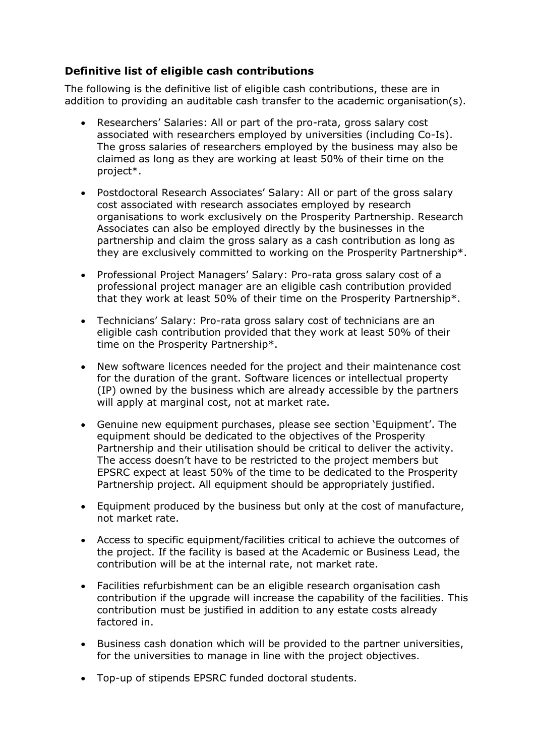### Definitive list of eligible cash contributions

The following is the definitive list of eligible cash contributions, these are in addition to providing an auditable cash transfer to the academic organisation(s).

- Researchers' Salaries: All or part of the pro-rata, gross salary cost associated with researchers employed by universities (including Co-Is). The gross salaries of researchers employed by the business may also be claimed as long as they are working at least 50% of their time on the project*.
- Postdoctoral Research Associates' Salary: All or part of the gross salary cost associated with research associates employed by research organisations to work exclusively on the Prosperity Partnership. Research Associates can also be employed directly by the businesses in the partnership and claim the gross salary as a cash contribution as long as they are exclusively committed to working on the Prosperity Partnership*.
- Professional Project Managers' Salary: Pro-rata gross salary cost of a professional project manager are an eligible cash contribution provided that they work at least 50% of their time on the Prosperity Partnership*.
- Technicians' Salary: Pro-rata gross salary cost of technicians are an eligible cash contribution provided that they work at least 50% of their time on the Prosperity Partnership*.
- New software licences needed for the project and their maintenance cost for the duration of the grant. Software licences or intellectual property (IP) owned by the business which are already accessible by the partners will apply at marginal cost, not at market rate.
- Genuine new equipment purchases, please see section 'Equipment'. The equipment should be dedicated to the objectives of the Prosperity Partnership and their utilisation should be critical to deliver the activity. The access doesn't have to be restricted to the project members but EPSRC expect at least 50% of the time to be dedicated to the Prosperity Partnership project. All equipment should be appropriately justified.
- Equipment produced by the business but only at the cost of manufacture, not market rate.
- Access to specific equipment/facilities critical to achieve the outcomes of the project. If the facility is based at the Academic or Business Lead, the contribution will be at the internal rate, not market rate.
- Facilities refurbishment can be an eligible research organisation cash contribution if the upgrade will increase the capability of the facilities. This contribution must be justified in addition to any estate costs already factored in.
- Business cash donation which will be provided to the partner universities, for the universities to manage in line with the project objectives.
- Top-up of stipends EPSRC funded doctoral students.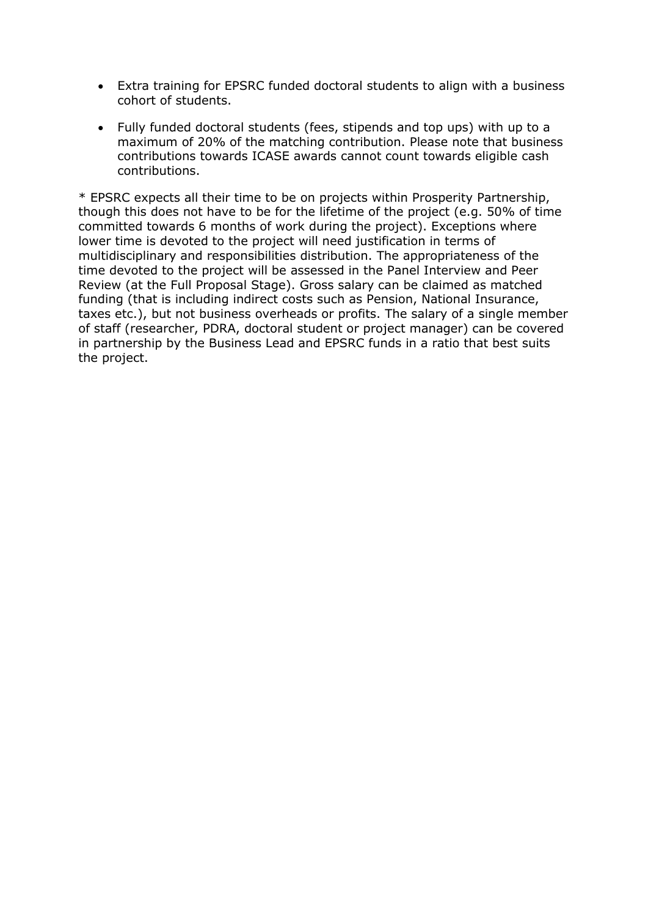- Extra training for EPSRC funded doctoral students to align with a business cohort of students.
- Fully funded doctoral students (fees, stipends and top ups) with up to a maximum of 20% of the matching contribution. Please note that business contributions towards ICASE awards cannot count towards eligible cash contributions.

* EPSRC expects all their time to be on projects within Prosperity Partnership, though this does not have to be for the lifetime of the project (e.g. 50% of time committed towards 6 months of work during the project). Exceptions where lower time is devoted to the project will need justification in terms of multidisciplinary and responsibilities distribution. The appropriateness of the time devoted to the project will be assessed in the Panel Interview and Peer Review (at the Full Proposal Stage). Gross salary can be claimed as matched funding (that is including indirect costs such as Pension, National Insurance, taxes etc.), but not business overheads or profits. The salary of a single member of staff (researcher, PDRA, doctoral student or project manager) can be covered in partnership by the Business Lead and EPSRC funds in a ratio that best suits the project.